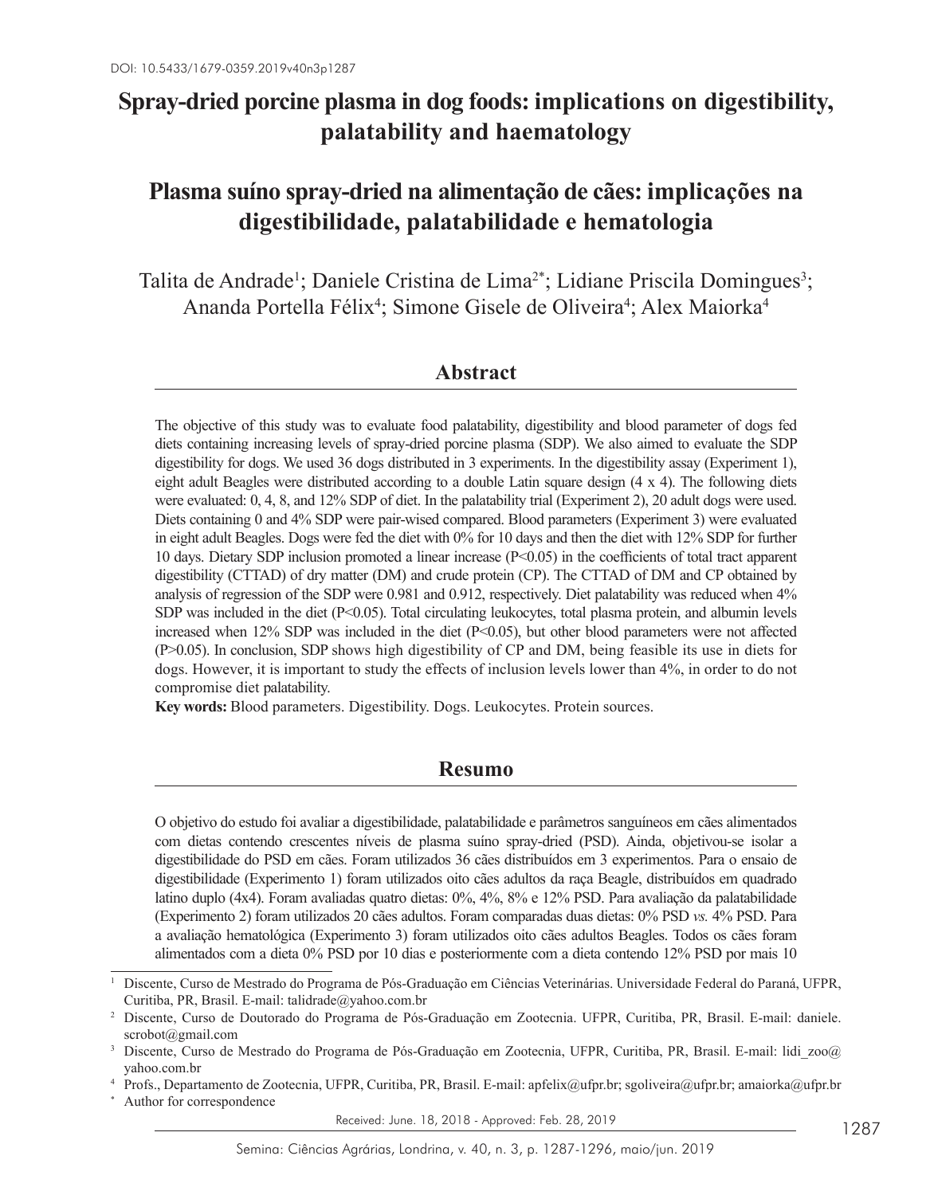DOI: 10.5433/1679-0359.2019v40n3p1287

# Spray-dried porcine plasma in dog foods: implications on digestibility, palatability and haematology

# Plasma suíno spray-dried na alimentação de cães: implicações na digestibilidade, palatabilidade e hematologia

Talita de Andrade[1]; Daniele Cristina de Lima[2*]; Lidiane Priscila Domingues[3]; Ananda Portella Félix[4]; Simone Gisele de Oliveira[4]; Alex Maiorka[4]

## Abstract

The objective of this study was to evaluate food palatability, digestibility and blood parameter of dogs fed diets containing increasing levels of spray-dried porcine plasma (SDP). We also aimed to evaluate the SDP digestibility for dogs. We used 36 dogs distributed in 3 experiments. In the digestibility assay (Experiment 1), eight adult Beagles were distributed according to a double Latin square design (4 x 4). The following diets were evaluated: 0, 4, 8, and 12% SDP of diet. In the palatability trial (Experiment 2), 20 adult dogs were used. Diets containing 0 and 4% SDP were pair-wised compared. Blood parameters (Experiment 3) were evaluated in eight adult Beagles. Dogs were fed the diet with 0% for 10 days and then the diet with 12% SDP for further 10 days. Dietary SDP inclusion promoted a linear increase ($P<0.05$) in the coefficients of total tract apparent digestibility (CTTAD) of dry matter (DM) and crude protein (CP). The CTTAD of DM and CP obtained by analysis of regression of the SDP were 0.981 and 0.912, respectively. Diet palatability was reduced when 4% SDP was included in the diet ($P<0.05$). Total circulating leukocytes, total plasma protein, and albumin levels increased when 12% SDP was included in the diet ($P<0.05$), but other blood parameters were not affected ($P>0.05$). In conclusion, SDP shows high digestibility of CP and DM, being feasible its use in diets for dogs. However, it is important to study the effects of inclusion levels lower than 4%, in order to do not compromise diet palatability.

**Key words:** Blood parameters. Digestibility. Dogs. Leukocytes. Protein sources.

## Resumo

O objetivo do estudo foi avaliar a digestibilidade, palatabilidade e parâmetros sanguíneos em cães alimentados com dietas contendo crescentes níveis de plasma suíno spray-dried (PSD). Ainda, objetivou-se isolar a digestibilidade do PSD em cães. Foram utilizados 36 cães distribuídos em 3 experimentos. Para o ensaio de digestibilidade (Experimento 1) foram utilizados oito cães adultos da raça Beagle, distribuídos em quadrado latino duplo (4x4). Foram avaliadas quatro dietas: 0%, 4%, 8% e 12% PSD. Para avaliação da palatabilidade (Experimento 2) foram utilizados 20 cães adultos. Foram comparadas duas dietas: 0% PSD *vs.* 4% PSD. Para a avaliação hematológica (Experimento 3) foram utilizados oito cães adultos Beagles. Todos os cães foram alimentados com a dieta 0% PSD por 10 dias e posteriormente com a dieta contendo 12% PSD por mais 10

---

[1] Discente, Curso de Mestrado do Programa de Pós-Graduação em Ciências Veterinárias. Universidade Federal do Paraná, UFPR, Curitiba, PR, Brasil. E-mail: talidrade@yahoo.com.br

[2] Discente, Curso de Doutorado do Programa de Pós-Graduação em Zootecnia. UFPR, Curitiba, PR, Brasil. E-mail: daniele.scrobot@gmail.com

[3] Discente, Curso de Mestrado do Programa de Pós-Graduação em Zootecnia, UFPR, Curitiba, PR, Brasil. E-mail: lidi_zoo@yahoo.com.br

[4] Profs., Departamento de Zootecnia, UFPR, Curitiba, PR, Brasil. E-mail: apfelix@ufpr.br; sgoliveira@ufpr.br; amaiorka@ufpr.br

[*] Author for correspondence

Received: June. 18, 2018 - Approved: Feb. 28, 2019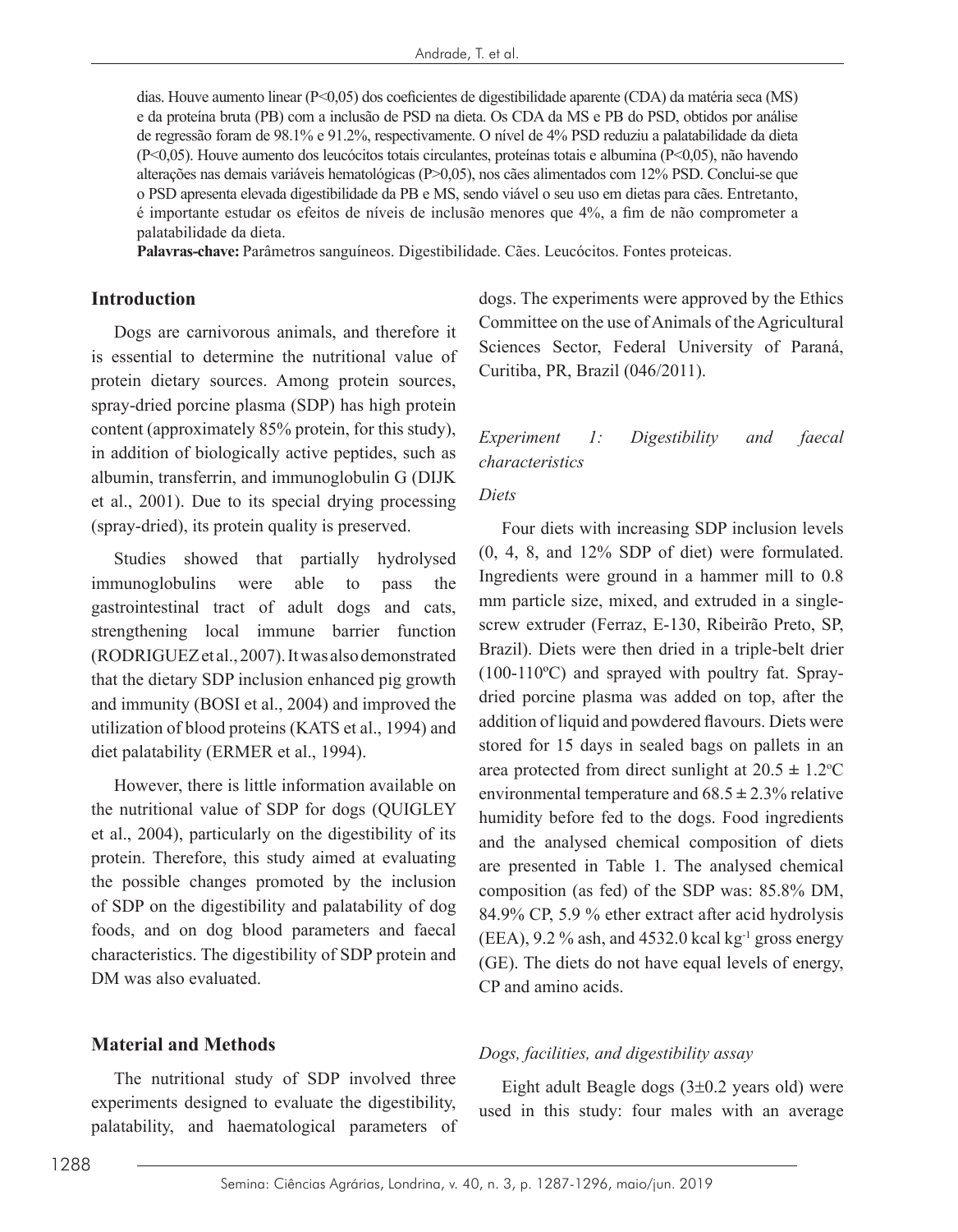dias. Houve aumento linear (P<0,05) dos coeficientes de digestibilidade aparente (CDA) da matéria seca (MS) e da proteína bruta (PB) com a inclusão de PSD na dieta. Os CDA da MS e PB do PSD, obtidos por análise de regressão foram de 98.1% e 91.2%, respectivamente. O nível de 4% PSD reduziu a palatabilidade da dieta (P<0,05). Houve aumento dos leucócitos totais circulantes, proteínas totais e albumina (P<0,05), não havendo alterações nas demais variáveis hematológicas (P>0,05), nos cães alimentados com 12% PSD. Conclui-se que o PSD apresenta elevada digestibilidade da PB e MS, sendo viável o seu uso em dietas para cães. Entretanto, é importante estudar os efeitos de níveis de inclusão menores que 4%, a fim de não comprometer a palatabilidade da dieta.

**Palavras-chave:** Parâmetros sanguíneos. Digestibilidade. Cães. Leucócitos. Fontes proteicas.

## Introduction

Dogs are carnivorous animals, and therefore it is essential to determine the nutritional value of protein dietary sources. Among protein sources, spray-dried porcine plasma (SDP) has high protein content (approximately 85% protein, for this study), in addition of biologically active peptides, such as albumin, transferrin, and immunoglobulin G (DIJK et al., 2001). Due to its special drying processing (spray-dried), its protein quality is preserved.

Studies showed that partially hydrolysed immunoglobulins were able to pass the gastrointestinal tract of adult dogs and cats, strengthening local immune barrier function (RODRIGUEZ et al., 2007). It was also demonstrated that the dietary SDP inclusion enhanced pig growth and immunity (BOSI et al., 2004) and improved the utilization of blood proteins (KATS et al., 1994) and diet palatability (ERMER et al., 1994).

However, there is little information available on the nutritional value of SDP for dogs (QUIGLEY et al., 2004), particularly on the digestibility of its protein. Therefore, this study aimed at evaluating the possible changes promoted by the inclusion of SDP on the digestibility and palatability of dog foods, and on dog blood parameters and faecal characteristics. The digestibility of SDP protein and DM was also evaluated.

## Material and Methods

The nutritional study of SDP involved three experiments designed to evaluate the digestibility, palatability, and haematological parameters of dogs. The experiments were approved by the Ethics Committee on the use of Animals of the Agricultural Sciences Sector, Federal University of Paraná, Curitiba, PR, Brazil (046/2011).

### *Experiment 1: Digestibility and faecal characteristics*

#### *Diets*

Four diets with increasing SDP inclusion levels (0, 4, 8, and 12% SDP of diet) were formulated. Ingredients were ground in a hammer mill to 0.8 mm particle size, mixed, and extruded in a single-screw extruder (Ferraz, E-130, Ribeirão Preto, SP, Brazil). Diets were then dried in a triple-belt drier (100-110ºC) and sprayed with poultry fat. Spray-dried porcine plasma was added on top, after the addition of liquid and powdered flavours. Diets were stored for 15 days in sealed bags on pallets in an area protected from direct sunlight at $20.5 \pm 1.2$ºC environmental temperature and $68.5 \pm 2.3$% relative humidity before fed to the dogs. Food ingredients and the analysed chemical composition of diets are presented in Table 1. The analysed chemical composition (as fed) of the SDP was: 85.8% DM, 84.9% CP, 5.9 % ether extract after acid hydrolysis (EEA), 9.2 % ash, and 4532.0 kcal $kg^{-1}$ gross energy (GE). The diets do not have equal levels of energy, CP and amino acids.

#### *Dogs, facilities, and digestibility assay*

Eight adult Beagle dogs ($3 \pm 0.2$ years old) were used in this study: four males with an average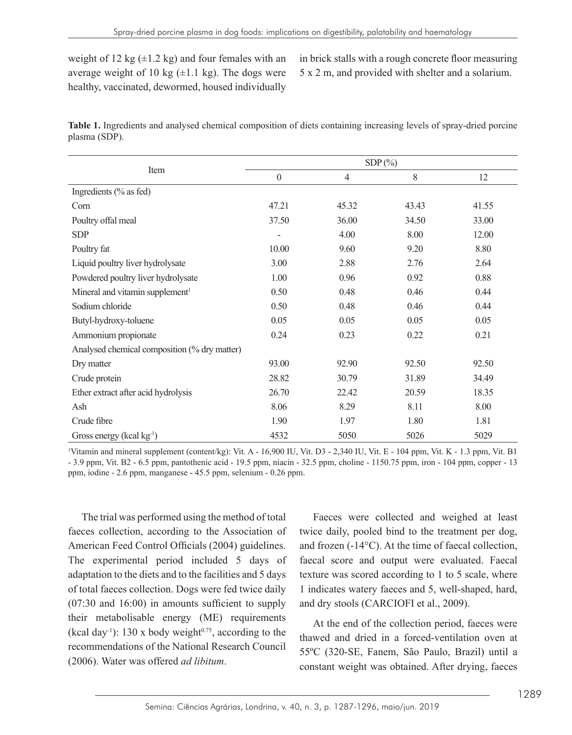weight of 12 kg (±1.2 kg) and four females with an average weight of 10 kg (±1.1 kg). The dogs were healthy, vaccinated, dewormed, housed individually in brick stalls with a rough concrete floor measuring 5 x 2 m, and provided with shelter and a solarium.

**Table 1.** Ingredients and analysed chemical composition of diets containing increasing levels of spray-dried porcine plasma (SDP).

| Item | SDP (%) | | | |
|---|---|---|---|---|
| | 0 | 4 | 8 | 12 |
| Ingredients (% as fed) | | | | |
| Corn | 47.21 | 45.32 | 43.43 | 41.55 |
| Poultry offal meal | 37.50 | 36.00 | 34.50 | 33.00 |
| SDP | - | 4.00 | 8.00 | 12.00 |
| Poultry fat | 10.00 | 9.60 | 9.20 | 8.80 |
| Liquid poultry liver hydrolysate | 3.00 | 2.88 | 2.76 | 2.64 |
| Powdered poultry liver hydrolysate | 1.00 | 0.96 | 0.92 | 0.88 |
| Mineral and vitamin supplement[1] | 0.50 | 0.48 | 0.46 | 0.44 |
| Sodium chloride | 0.50 | 0.48 | 0.46 | 0.44 |
| Butyl-hydroxy-toluene | 0.05 | 0.05 | 0.05 | 0.05 |
| Ammonium propionate | 0.24 | 0.23 | 0.22 | 0.21 |
| Analysed chemical composition (% dry matter) | | | | |
| Dry matter | 93.00 | 92.90 | 92.50 | 92.50 |
| Crude protein | 28.82 | 30.79 | 31.89 | 34.49 |
| Ether extract after acid hydrolysis | 26.70 | 22.42 | 20.59 | 18.35 |
| Ash | 8.06 | 8.29 | 8.11 | 8.00 |
| Crude fibre | 1.90 | 1.97 | 1.80 | 1.81 |
| Gross energy (kcal $kg^{-1}$) | 4532 | 5050 | 5026 | 5029 |

[1]Vitamin and mineral supplement (content/kg): Vit. A - 16,900 IU, Vit. D3 - 2,340 IU, Vit. E - 104 ppm, Vit. K - 1.3 ppm, Vit. B1 - 3.9 ppm, Vit. B2 - 6.5 ppm, pantothenic acid - 19.5 ppm, niacin - 32.5 ppm, choline - 1150.75 ppm, iron - 104 ppm, copper - 13 ppm, iodine - 2.6 ppm, manganese - 45.5 ppm, selenium - 0.26 ppm.

The trial was performed using the method of total faeces collection, according to the Association of American Feed Control Officials (2004) guidelines. The experimental period included 5 days of adaptation to the diets and to the facilities and 5 days of total faeces collection. Dogs were fed twice daily (07:30 and 16:00) in amounts sufficient to supply their metabolisable energy (ME) requirements (kcal $day^{-1}$): 130 x body $weight^{0.75}$, according to the recommendations of the National Research Council (2006). Water was offered *ad libitum*.

Faeces were collected and weighed at least twice daily, pooled bind to the treatment per dog, and frozen (-14°C). At the time of faecal collection, faecal score and output were evaluated. Faecal texture was scored according to 1 to 5 scale, where 1 indicates watery faeces and 5, well-shaped, hard, and dry stools (CARCIOFI et al., 2009).

At the end of the collection period, faeces were thawed and dried in a forced-ventilation oven at 55ºC (320-SE, Fanem, São Paulo, Brazil) until a constant weight was obtained. After drying, faeces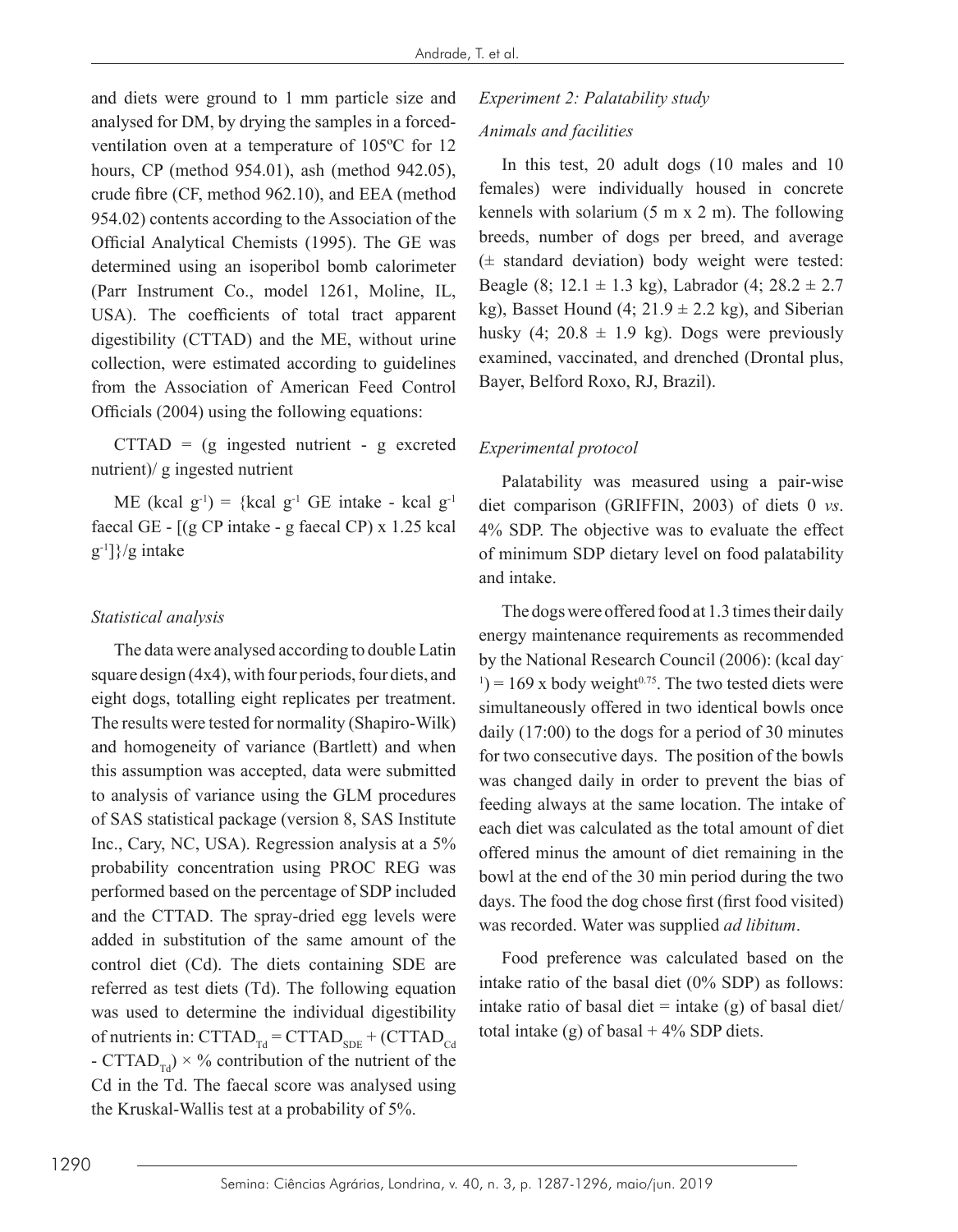and diets were ground to 1 mm particle size and analysed for DM, by drying the samples in a forced-ventilation oven at a temperature of 105ºC for 12 hours, CP (method 954.01), ash (method 942.05), crude fibre (CF, method 962.10), and EEA (method 954.02) contents according to the Association of the Official Analytical Chemists (1995). The GE was determined using an isoperibol bomb calorimeter (Parr Instrument Co., model 1261, Moline, IL, USA). The coefficients of total tract apparent digestibility (CTTAD) and the ME, without urine collection, were estimated according to guidelines from the Association of American Feed Control Officials (2004) using the following equations:

CTTAD = (g ingested nutrient - g excreted nutrient)/ g ingested nutrient

ME (kcal $g^{-1}$) = {kcal $g^{-1}$ GE intake - kcal $g^{-1}$ faecal GE - [(g CP intake - g faecal CP) x 1.25 kcal $g^{-1}$]}/g intake

### *Statistical analysis*

The data were analysed according to double Latin square design (4x4), with four periods, four diets, and eight dogs, totalling eight replicates per treatment. The results were tested for normality (Shapiro-Wilk) and homogeneity of variance (Bartlett) and when this assumption was accepted, data were submitted to analysis of variance using the GLM procedures of SAS statistical package (version 8, SAS Institute Inc., Cary, NC, USA). Regression analysis at a 5% probability concentration using PROC REG was performed based on the percentage of SDP included and the CTTAD. The spray-dried egg levels were added in substitution of the same amount of the control diet (Cd). The diets containing SDE are referred as test diets (Td). The following equation was used to determine the individual digestibility of nutrients in: $CTTAD_{Td} = CTTAD_{SDE} + (CTTAD_{Cd} - CTTAD_{Td}) \times$ % contribution of the nutrient of the Cd in the Td. The faecal score was analysed using the Kruskal-Wallis test at a probability of 5%.

### *Experiment 2: Palatability study*

### *Animals and facilities*

In this test, 20 adult dogs (10 males and 10 females) were individually housed in concrete kennels with solarium (5 m x 2 m). The following breeds, number of dogs per breed, and average (± standard deviation) body weight were tested: Beagle (8; 12.1 ± 1.3 kg), Labrador (4; 28.2 ± 2.7 kg), Basset Hound (4; 21.9 ± 2.2 kg), and Siberian husky (4; 20.8 ± 1.9 kg). Dogs were previously examined, vaccinated, and drenched (Drontal plus, Bayer, Belford Roxo, RJ, Brazil).

### *Experimental protocol*

Palatability was measured using a pair-wise diet comparison (GRIFFIN, 2003) of diets 0 *vs*. 4% SDP. The objective was to evaluate the effect of minimum SDP dietary level on food palatability and intake.

The dogs were offered food at 1.3 times their daily energy maintenance requirements as recommended by the National Research Council (2006): (kcal $day^{-1}$) = 169 x body $weight^{0.75}$. The two tested diets were simultaneously offered in two identical bowls once daily (17:00) to the dogs for a period of 30 minutes for two consecutive days. The position of the bowls was changed daily in order to prevent the bias of feeding always at the same location. The intake of each diet was calculated as the total amount of diet offered minus the amount of diet remaining in the bowl at the end of the 30 min period during the two days. The food the dog chose first (first food visited) was recorded. Water was supplied *ad libitum*.

Food preference was calculated based on the intake ratio of the basal diet (0% SDP) as follows: intake ratio of basal diet = intake (g) of basal diet/ total intake (g) of basal + 4% SDP diets.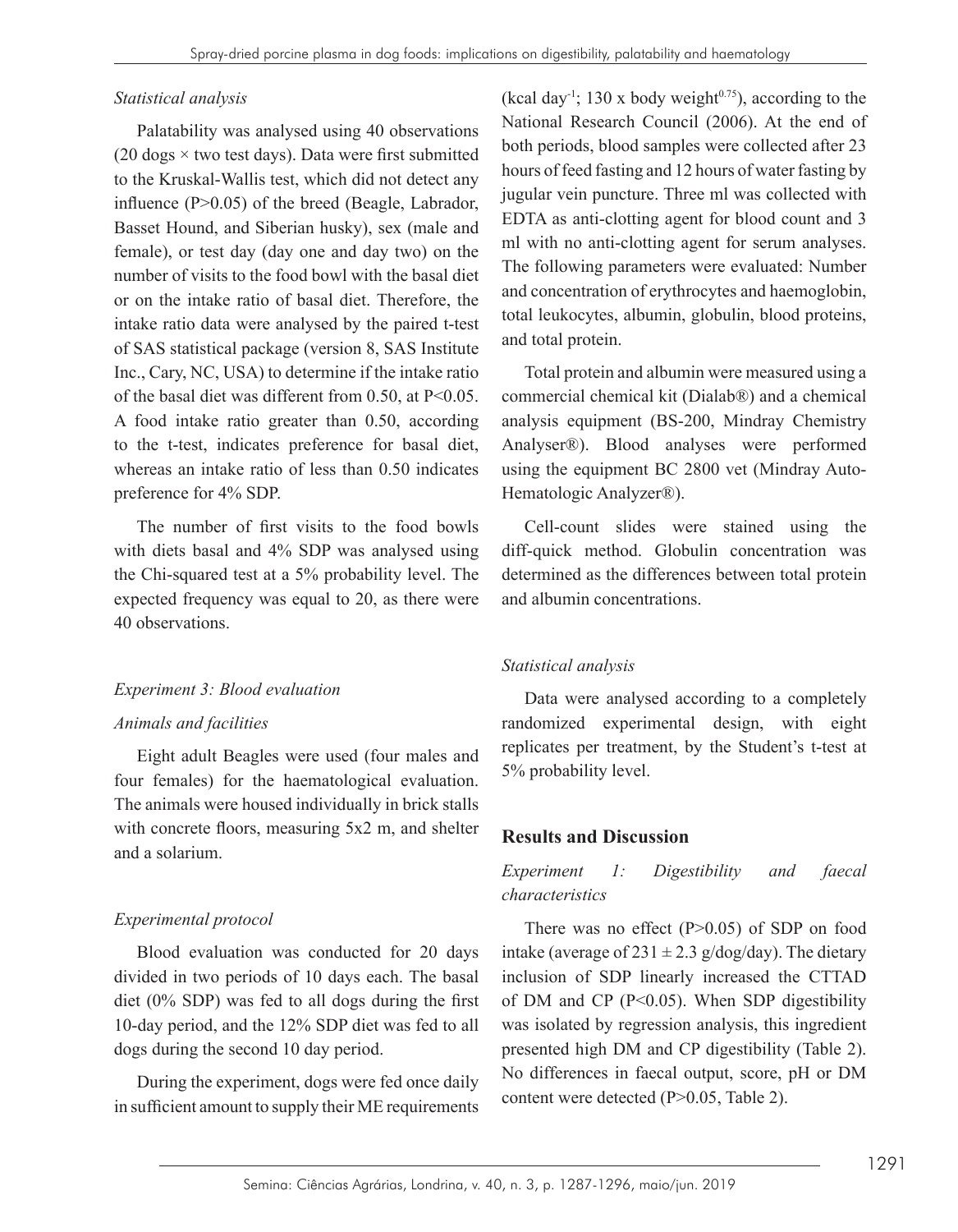*Statistical analysis*

Palatability was analysed using 40 observations (20 dogs × two test days). Data were first submitted to the Kruskal-Wallis test, which did not detect any influence (P>0.05) of the breed (Beagle, Labrador, Basset Hound, and Siberian husky), sex (male and female), or test day (day one and day two) on the number of visits to the food bowl with the basal diet or on the intake ratio of basal diet. Therefore, the intake ratio data were analysed by the paired t-test of SAS statistical package (version 8, SAS Institute Inc., Cary, NC, USA) to determine if the intake ratio of the basal diet was different from 0.50, at P<0.05. A food intake ratio greater than 0.50, according to the t-test, indicates preference for basal diet, whereas an intake ratio of less than 0.50 indicates preference for 4% SDP.

The number of first visits to the food bowls with diets basal and 4% SDP was analysed using the Chi-squared test at a 5% probability level. The expected frequency was equal to 20, as there were 40 observations.

### *Experiment 3: Blood evaluation*

*Animals and facilities*

Eight adult Beagles were used (four males and four females) for the haematological evaluation. The animals were housed individually in brick stalls with concrete floors, measuring 5x2 m, and shelter and a solarium.

*Experimental protocol*

Blood evaluation was conducted for 20 days divided in two periods of 10 days each. The basal diet (0% SDP) was fed to all dogs during the first 10-day period, and the 12% SDP diet was fed to all dogs during the second 10 day period.

During the experiment, dogs were fed once daily in sufficient amount to supply their ME requirements (kcal $day^{-1}$; 130 x body $weight^{0.75}$), according to the National Research Council (2006). At the end of both periods, blood samples were collected after 23 hours of feed fasting and 12 hours of water fasting by jugular vein puncture. Three ml was collected with EDTA as anti-clotting agent for blood count and 3 ml with no anti-clotting agent for serum analyses. The following parameters were evaluated: Number and concentration of erythrocytes and haemoglobin, total leukocytes, albumin, globulin, blood proteins, and total protein.

Total protein and albumin were measured using a commercial chemical kit (Dialab®) and a chemical analysis equipment (BS-200, Mindray Chemistry Analyser®). Blood analyses were performed using the equipment BC 2800 vet (Mindray Auto-Hematologic Analyzer®).

Cell-count slides were stained using the diff-quick method. Globulin concentration was determined as the differences between total protein and albumin concentrations.

*Statistical analysis*

Data were analysed according to a completely randomized experimental design, with eight replicates per treatment, by the Student's t-test at 5% probability level.

## Results and Discussion

### *Experiment 1: Digestibility and faecal characteristics*

There was no effect (P>0.05) of SDP on food intake (average of 231 ± 2.3 g/dog/day). The dietary inclusion of SDP linearly increased the CTTAD of DM and CP (P<0.05). When SDP digestibility was isolated by regression analysis, this ingredient presented high DM and CP digestibility (Table 2). No differences in faecal output, score, pH or DM content were detected (P>0.05, Table 2).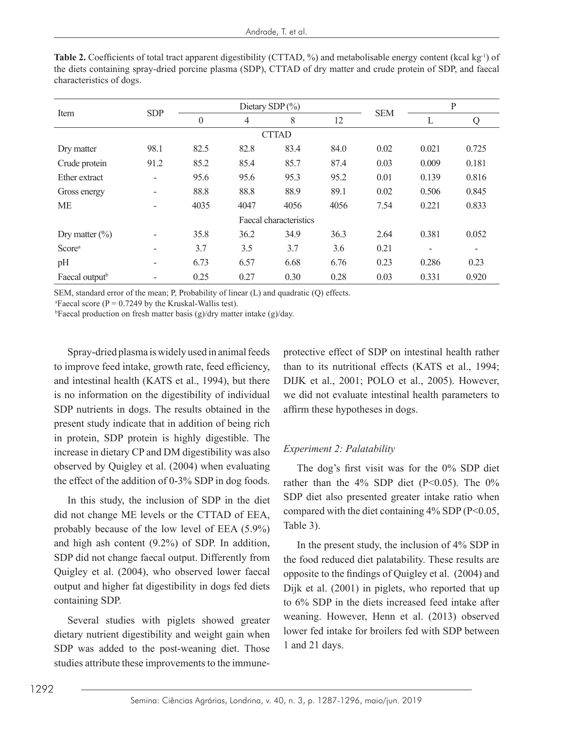**Table 2.** Coefficients of total tract apparent digestibility (CTTAD, %) and metabolisable energy content (kcal kg$^{-1}$) of the diets containing spray-dried porcine plasma (SDP), CTTAD of dry matter and crude protein of SDP, and faecal characteristics of dogs.

| Item | SDP | Dietary SDP (%) | | | | SEM | P | |
|---|---|---|---|---|---|---|---|---|
| | | 0 | 4 | 8 | 12 | | L | Q |
| **CTTAD** | | | | | | | | |
| Dry matter | 98.1 | 82.5 | 82.8 | 83.4 | 84.0 | 0.02 | 0.021 | 0.725 |
| Crude protein | 91.2 | 85.2 | 85.4 | 85.7 | 87.4 | 0.03 | 0.009 | 0.181 |
| Ether extract | - | 95.6 | 95.6 | 95.3 | 95.2 | 0.01 | 0.139 | 0.816 |
| Gross energy | - | 88.8 | 88.8 | 88.9 | 89.1 | 0.02 | 0.506 | 0.845 |
| ME | - | 4035 | 4047 | 4056 | 4056 | 7.54 | 0.221 | 0.833 |
| **Faecal characteristics** | | | | | | | | |
| Dry matter (%) | - | 35.8 | 36.2 | 34.9 | 36.3 | 2.64 | 0.381 | 0.052 |
| Score[a] | - | 3.7 | 3.5 | 3.7 | 3.6 | 0.21 | - | - |
| pH | - | 6.73 | 6.57 | 6.68 | 6.76 | 0.23 | 0.286 | 0.23 |
| Faecal output[b] | - | 0.25 | 0.27 | 0.30 | 0.28 | 0.03 | 0.331 | 0.920 |

SEM, standard error of the mean; P, Probability of linear (L) and quadratic (Q) effects.
[a]Faecal score (P = 0.7249 by the Kruskal-Wallis test).
[b]Faecal production on fresh matter basis (g)/dry matter intake (g)/day.

Spray-dried plasma is widely used in animal feeds to improve feed intake, growth rate, feed efficiency, and intestinal health (KATS et al., 1994), but there is no information on the digestibility of individual SDP nutrients in dogs. The results obtained in the present study indicate that in addition of being rich in protein, SDP protein is highly digestible. The increase in dietary CP and DM digestibility was also observed by Quigley et al. (2004) when evaluating the effect of the addition of 0-3% SDP in dog foods.

In this study, the inclusion of SDP in the diet did not change ME levels or the CTTAD of EEA, probably because of the low level of EEA (5.9%) and high ash content (9.2%) of SDP. In addition, SDP did not change faecal output. Differently from Quigley et al. (2004), who observed lower faecal output and higher fat digestibility in dogs fed diets containing SDP.

Several studies with piglets showed greater dietary nutrient digestibility and weight gain when SDP was added to the post-weaning diet. Those studies attribute these improvements to the immune-protective effect of SDP on intestinal health rather than to its nutritional effects (KATS et al., 1994; DIJK et al., 2001; POLO et al., 2005). However, we did not evaluate intestinal health parameters to affirm these hypotheses in dogs.

### *Experiment 2: Palatability*

The dog's first visit was for the 0% SDP diet rather than the 4% SDP diet (P<0.05). The 0% SDP diet also presented greater intake ratio when compared with the diet containing 4% SDP (P<0.05, Table 3).

In the present study, the inclusion of 4% SDP in the food reduced diet palatability. These results are opposite to the findings of Quigley et al. (2004) and Dijk et al. (2001) in piglets, who reported that up to 6% SDP in the diets increased feed intake after weaning. However, Henn et al. (2013) observed lower fed intake for broilers fed with SDP between 1 and 21 days.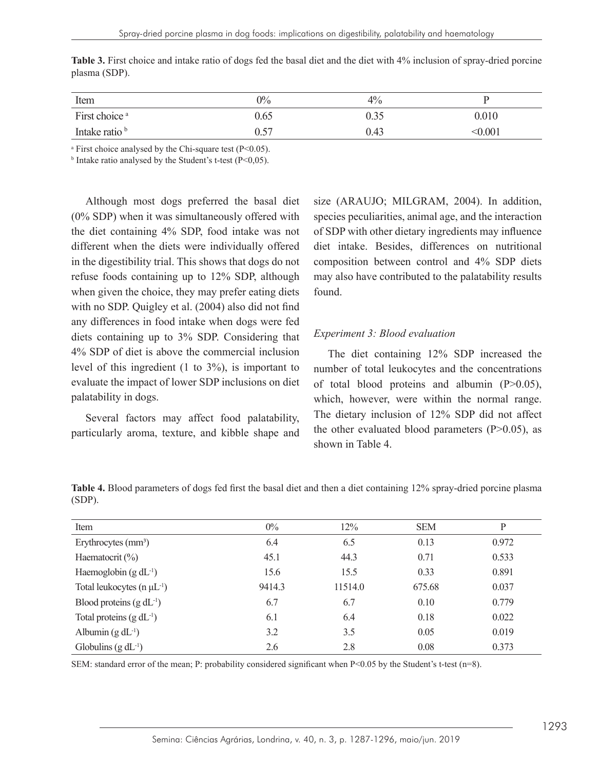**Table 3.** First choice and intake ratio of dogs fed the basal diet and the diet with 4% inclusion of spray-dried porcine plasma (SDP).

| Item | 0% | 4% | P |
|---|---|---|---|
| First choice [a] | 0.65 | 0.35 | 0.010 |
| Intake ratio [b] | 0.57 | 0.43 | <0.001 |

[a] First choice analysed by the Chi-square test ($P<0.05$).
[b] Intake ratio analysed by the Student's t-test ($P<0,05$).

Although most dogs preferred the basal diet (0% SDP) when it was simultaneously offered with the diet containing 4% SDP, food intake was not different when the diets were individually offered in the digestibility trial. This shows that dogs do not refuse foods containing up to 12% SDP, although when given the choice, they may prefer eating diets with no SDP. Quigley et al. (2004) also did not find any differences in food intake when dogs were fed diets containing up to 3% SDP. Considering that 4% SDP of diet is above the commercial inclusion level of this ingredient (1 to 3%), is important to evaluate the impact of lower SDP inclusions on diet palatability in dogs.

Several factors may affect food palatability, particularly aroma, texture, and kibble shape and size (ARAUJO; MILGRAM, 2004). In addition, species peculiarities, animal age, and the interaction of SDP with other dietary ingredients may influence diet intake. Besides, differences on nutritional composition between control and 4% SDP diets may also have contributed to the palatability results found.

*Experiment 3: Blood evaluation*

The diet containing 12% SDP increased the number of total leukocytes and the concentrations of total blood proteins and albumin ($P>0.05$), which, however, were within the normal range. The dietary inclusion of 12% SDP did not affect the other evaluated blood parameters ($P>0.05$), as shown in Table 4.

**Table 4.** Blood parameters of dogs fed first the basal diet and then a diet containing 12% spray-dried porcine plasma (SDP).

| Item | 0% | 12% | SEM | P |
|---|---|---|---|---|
| Erythrocytes ($mm^3$) | 6.4 | 6.5 | 0.13 | 0.972 |
| Haematocrit (%) | 45.1 | 44.3 | 0.71 | 0.533 |
| Haemoglobin ($g\ dL^{-1}$) | 15.6 | 15.5 | 0.33 | 0.891 |
| Total leukocytes ($n\ \mu L^{-1}$) | 9414.3 | 11514.0 | 675.68 | 0.037 |
| Blood proteins ($g\ dL^{-1}$) | 6.7 | 6.7 | 0.10 | 0.779 |
| Total proteins ($g\ dL^{-1}$) | 6.1 | 6.4 | 0.18 | 0.022 |
| Albumin ($g\ dL^{-1}$) | 3.2 | 3.5 | 0.05 | 0.019 |
| Globulins ($g\ dL^{-1}$) | 2.6 | 2.8 | 0.08 | 0.373 |

SEM: standard error of the mean; P: probability considered significant when $P<0.05$ by the Student's t-test (n=8).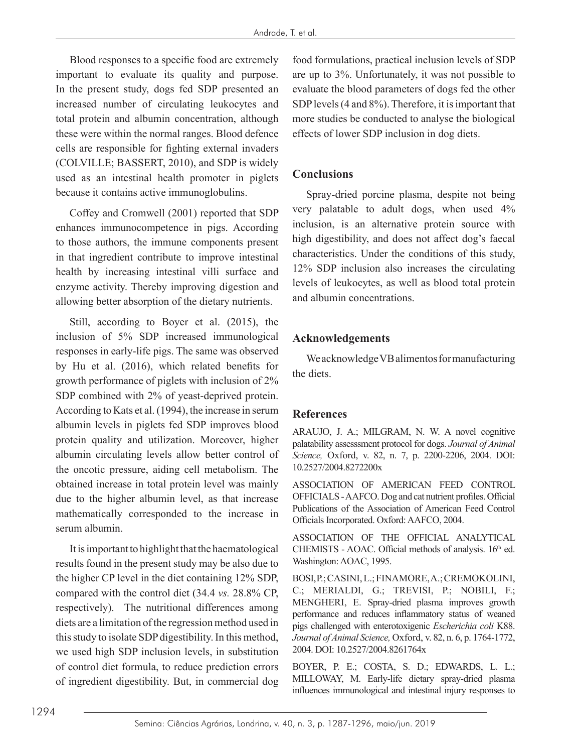Blood responses to a specific food are extremely important to evaluate its quality and purpose. In the present study, dogs fed SDP presented an increased number of circulating leukocytes and total protein and albumin concentration, although these were within the normal ranges. Blood defence cells are responsible for fighting external invaders (COLVILLE; BASSERT, 2010), and SDP is widely used as an intestinal health promoter in piglets because it contains active immunoglobulins.

Coffey and Cromwell (2001) reported that SDP enhances immunocompetence in pigs. According to those authors, the immune components present in that ingredient contribute to improve intestinal health by increasing intestinal villi surface and enzyme activity. Thereby improving digestion and allowing better absorption of the dietary nutrients.

Still, according to Boyer et al. (2015), the inclusion of 5% SDP increased immunological responses in early-life pigs. The same was observed by Hu et al. (2016), which related benefits for growth performance of piglets with inclusion of 2% SDP combined with 2% of yeast-deprived protein. According to Kats et al. (1994), the increase in serum albumin levels in piglets fed SDP improves blood protein quality and utilization. Moreover, higher albumin circulating levels allow better control of the oncotic pressure, aiding cell metabolism. The obtained increase in total protein level was mainly due to the higher albumin level, as that increase mathematically corresponded to the increase in serum albumin.

It is important to highlight that the haematological results found in the present study may be also due to the higher CP level in the diet containing 12% SDP, compared with the control diet (34.4 *vs.* 28.8% CP, respectively). The nutritional differences among diets are a limitation of the regression method used in this study to isolate SDP digestibility. In this method, we used high SDP inclusion levels, in substitution of control diet formula, to reduce prediction errors of ingredient digestibility. But, in commercial dog food formulations, practical inclusion levels of SDP are up to 3%. Unfortunately, it was not possible to evaluate the blood parameters of dogs fed the other SDP levels (4 and 8%). Therefore, it is important that more studies be conducted to analyse the biological effects of lower SDP inclusion in dog diets.

## Conclusions

Spray-dried porcine plasma, despite not being very palatable to adult dogs, when used 4% inclusion, is an alternative protein source with high digestibility, and does not affect dog's faecal characteristics. Under the conditions of this study, 12% SDP inclusion also increases the circulating levels of leukocytes, as well as blood total protein and albumin concentrations.

## Acknowledgements

We acknowledge VB alimentos for manufacturing the diets.

## References

ARAUJO, J. A.; MILGRAM, N. W. A novel cognitive palatability assesssment protocol for dogs. *Journal of Animal Science,* Oxford, v. 82, n. 7, p. 2200-2206, 2004. DOI: 10.2527/2004.8272200x

ASSOCIATION OF AMERICAN FEED CONTROL OFFICIALS - AAFCO. Dog and cat nutrient profiles. Official Publications of the Association of American Feed Control Officials Incorporated. Oxford: AAFCO, 2004.

ASSOCIATION OF THE OFFICIAL ANALYTICAL CHEMISTS - AOAC. Official methods of analysis. 16th ed. Washington: AOAC, 1995.

BOSI, P.; CASINI, L.; FINAMORE, A.; CREMOKOLINI, C.; MERIALDI, G.; TREVISI, P.; NOBILI, F.; MENGHERI, E. Spray-dried plasma improves growth performance and reduces inflammatory status of weaned pigs challenged with enterotoxigenic *Escherichia coli* K88. *Journal of Animal Science,* Oxford, v. 82, n. 6, p. 1764-1772, 2004. DOI: 10.2527/2004.8261764x

BOYER, P. E.; COSTA, S. D.; EDWARDS, L. L.; MILLOWAY, M. Early-life dietary spray-dried plasma influences immunological and intestinal injury responses to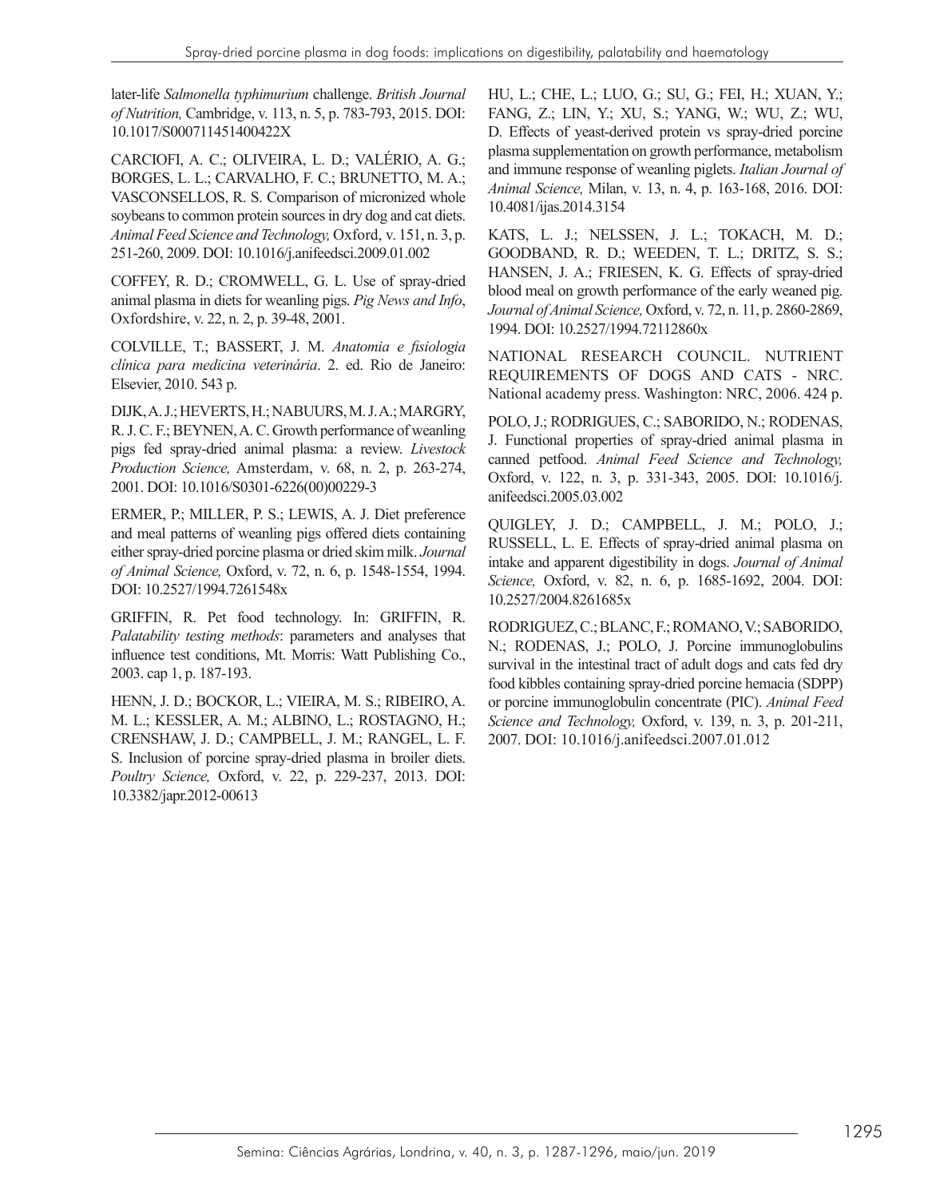later-life *Salmonella typhimurium* challenge. *British Journal of Nutrition,* Cambridge, v. 113, n. 5, p. 783-793, 2015. DOI: 10.1017/S000711451400422X

CARCIOFI, A. C.; OLIVEIRA, L. D.; VALÉRIO, A. G.; BORGES, L. L.; CARVALHO, F. C.; BRUNETTO, M. A.; VASCONSELLOS, R. S. Comparison of micronized whole soybeans to common protein sources in dry dog and cat diets. *Animal Feed Science and Technology,* Oxford, v. 151, n. 3, p. 251-260, 2009. DOI: 10.1016/j.anifeedsci.2009.01.002

COFFEY, R. D.; CROMWELL, G. L. Use of spray-dried animal plasma in diets for weanling pigs. *Pig News and Info*, Oxfordshire, v. 22, n. 2, p. 39-48, 2001.

COLVILLE, T.; BASSERT, J. M. *Anatomia e fisiologia clínica para medicina veterinária*. 2. ed. Rio de Janeiro: Elsevier, 2010. 543 p.

DIJK, A. J.; HEVERTS, H.; NABUURS, M. J. A.; MARGRY, R. J. C. F.; BEYNEN, A. C. Growth performance of weanling pigs fed spray-dried animal plasma: a review. *Livestock Production Science,* Amsterdam, v. 68, n. 2, p. 263-274, 2001. DOI: 10.1016/S0301-6226(00)00229-3

ERMER, P.; MILLER, P. S.; LEWIS, A. J. Diet preference and meal patterns of weanling pigs offered diets containing either spray-dried porcine plasma or dried skim milk. *Journal of Animal Science,* Oxford, v. 72, n. 6, p. 1548-1554, 1994. DOI: 10.2527/1994.7261548x

GRIFFIN, R. Pet food technology. In: GRIFFIN, R. *Palatability testing methods*: parameters and analyses that influence test conditions, Mt. Morris: Watt Publishing Co., 2003. cap 1, p. 187-193.

HENN, J. D.; BOCKOR, L.; VIEIRA, M. S.; RIBEIRO, A. M. L.; KESSLER, A. M.; ALBINO, L.; ROSTAGNO, H.; CRENSHAW, J. D.; CAMPBELL, J. M.; RANGEL, L. F. S. Inclusion of porcine spray-dried plasma in broiler diets. *Poultry Science,* Oxford, v. 22, p. 229-237, 2013. DOI: 10.3382/japr.2012-00613

HU, L.; CHE, L.; LUO, G.; SU, G.; FEI, H.; XUAN, Y.; FANG, Z.; LIN, Y.; XU, S.; YANG, W.; WU, Z.; WU, D. Effects of yeast-derived protein vs spray-dried porcine plasma supplementation on growth performance, metabolism and immune response of weanling piglets. *Italian Journal of Animal Science,* Milan, v. 13, n. 4, p. 163-168, 2016. DOI: 10.4081/ijas.2014.3154

KATS, L. J.; NELSSEN, J. L.; TOKACH, M. D.; GOODBAND, R. D.; WEEDEN, T. L.; DRITZ, S. S.; HANSEN, J. A.; FRIESEN, K. G. Effects of spray-dried blood meal on growth performance of the early weaned pig. *Journal of Animal Science,* Oxford, v. 72, n. 11, p. 2860-2869, 1994. DOI: 10.2527/1994.72112860x

NATIONAL RESEARCH COUNCIL. NUTRIENT REQUIREMENTS OF DOGS AND CATS - NRC. National academy press. Washington: NRC, 2006. 424 p.

POLO, J.; RODRIGUES, C.; SABORIDO, N.; RODENAS, J. Functional properties of spray-dried animal plasma in canned petfood. *Animal Feed Science and Technology,* Oxford, v. 122, n. 3, p. 331-343, 2005. DOI: 10.1016/j.anifeedsci.2005.03.002

QUIGLEY, J. D.; CAMPBELL, J. M.; POLO, J.; RUSSELL, L. E. Effects of spray-dried animal plasma on intake and apparent digestibility in dogs. *Journal of Animal Science,* Oxford, v. 82, n. 6, p. 1685-1692, 2004. DOI: 10.2527/2004.8261685x

RODRIGUEZ, C.; BLANC, F.; ROMANO, V.; SABORIDO, N.; RODENAS, J.; POLO, J. Porcine immunoglobulins survival in the intestinal tract of adult dogs and cats fed dry food kibbles containing spray-dried porcine hemacia (SDPP) or porcine immunoglobulin concentrate (PIC). *Animal Feed Science and Technology,* Oxford, v. 139, n. 3, p. 201-211, 2007. DOI: 10.1016/j.anifeedsci.2007.01.012